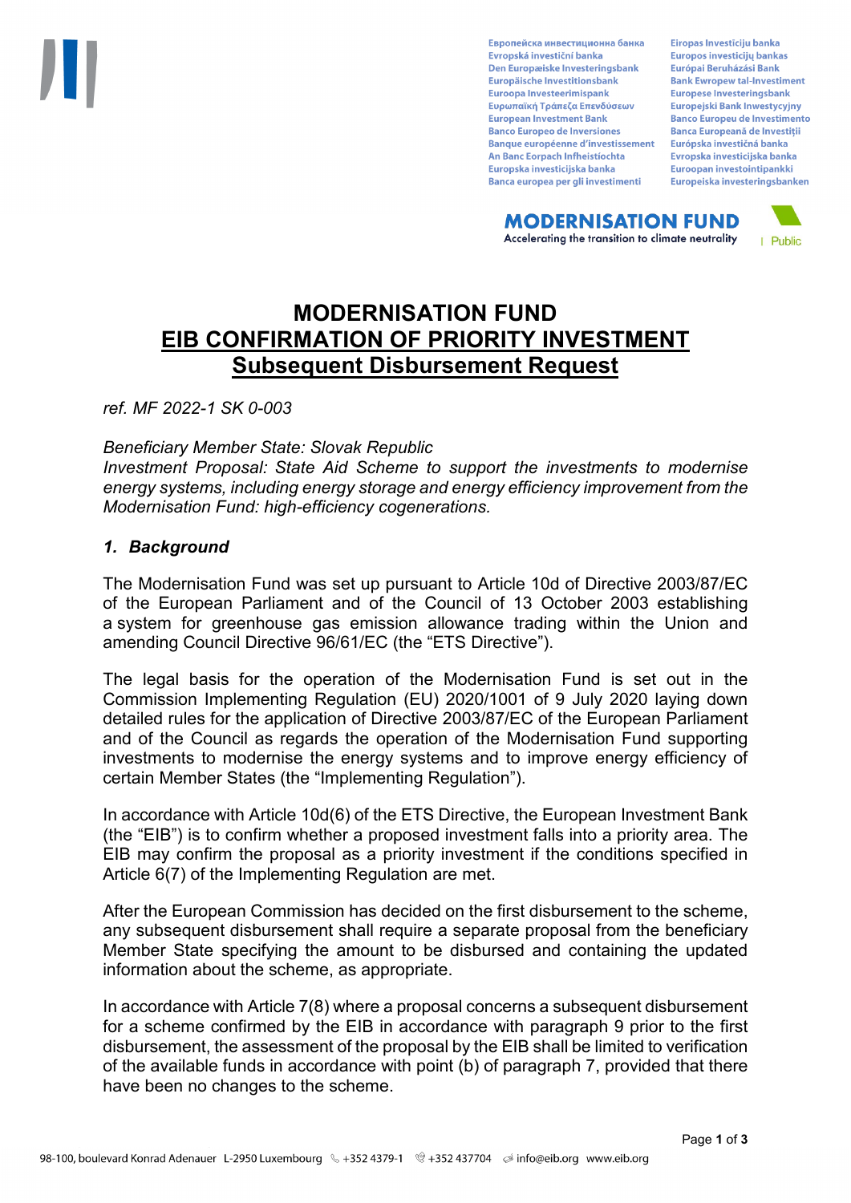# MODERNISATION FUND
# EIB CONFIRMATION OF PRIORITY INVESTMENT
## Subsequent Disbursement Request

*ref. MF 2022-1 SK 0-003*

*Beneficiary Member State: Slovak Republic*
*Investment Proposal: State Aid Scheme to support the investments to modernise energy systems, including energy storage and energy efficiency improvement from the Modernisation Fund: high-efficiency cogenerations.*

### *1. Background*

The Modernisation Fund was set up pursuant to Article 10d of Directive 2003/87/EC of the European Parliament and of the Council of 13 October 2003 establishing a system for greenhouse gas emission allowance trading within the Union and amending Council Directive 96/61/EC (the "ETS Directive").

The legal basis for the operation of the Modernisation Fund is set out in the Commission Implementing Regulation (EU) 2020/1001 of 9 July 2020 laying down detailed rules for the application of Directive 2003/87/EC of the European Parliament and of the Council as regards the operation of the Modernisation Fund supporting investments to modernise the energy systems and to improve energy efficiency of certain Member States (the "Implementing Regulation").

In accordance with Article 10d(6) of the ETS Directive, the European Investment Bank (the "EIB") is to confirm whether a proposed investment falls into a priority area. The EIB may confirm the proposal as a priority investment if the conditions specified in Article 6(7) of the Implementing Regulation are met.

After the European Commission has decided on the first disbursement to the scheme, any subsequent disbursement shall require a separate proposal from the beneficiary Member State specifying the amount to be disbursed and containing the updated information about the scheme, as appropriate.

In accordance with Article 7(8) where a proposal concerns a subsequent disbursement for a scheme confirmed by the EIB in accordance with paragraph 9 prior to the first disbursement, the assessment of the proposal by the EIB shall be limited to verification of the available funds in accordance with point (b) of paragraph 7, provided that there have been no changes to the scheme.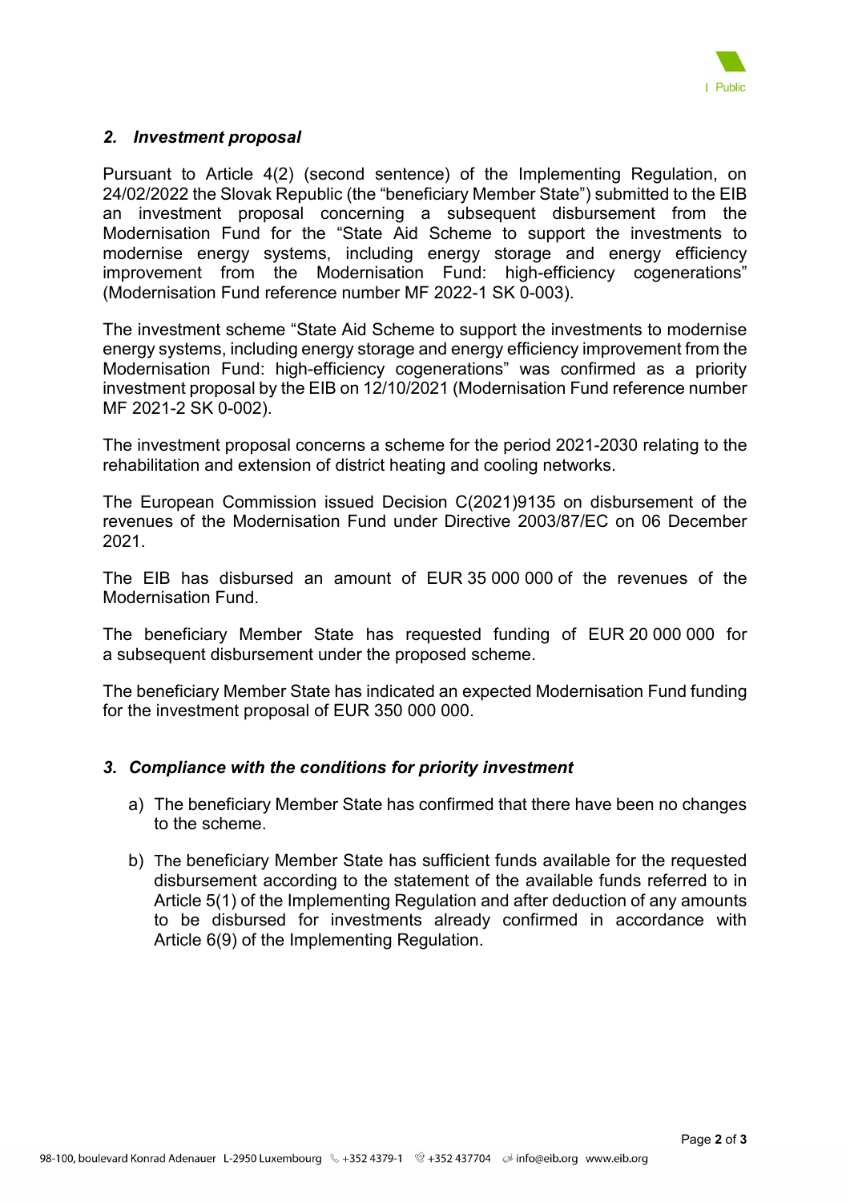## *2. Investment proposal*

Pursuant to Article 4(2) (second sentence) of the Implementing Regulation, on 24/02/2022 the Slovak Republic (the “beneficiary Member State”) submitted to the EIB an investment proposal concerning a subsequent disbursement from the Modernisation Fund for the “State Aid Scheme to support the investments to modernise energy systems, including energy storage and energy efficiency improvement from the Modernisation Fund: high-efficiency cogenerations” (Modernisation Fund reference number MF 2022-1 SK 0-003).

The investment scheme “State Aid Scheme to support the investments to modernise energy systems, including energy storage and energy efficiency improvement from the Modernisation Fund: high-efficiency cogenerations” was confirmed as a priority investment proposal by the EIB on 12/10/2021 (Modernisation Fund reference number MF 2021-2 SK 0-002).

The investment proposal concerns a scheme for the period 2021-2030 relating to the rehabilitation and extension of district heating and cooling networks.

The European Commission issued Decision C(2021)9135 on disbursement of the revenues of the Modernisation Fund under Directive 2003/87/EC on 06 December 2021.

The EIB has disbursed an amount of EUR 35 000 000 of the revenues of the Modernisation Fund.

The beneficiary Member State has requested funding of EUR 20 000 000 for a subsequent disbursement under the proposed scheme.

The beneficiary Member State has indicated an expected Modernisation Fund funding for the investment proposal of EUR 350 000 000.

## *3. Compliance with the conditions for priority investment*

a) The beneficiary Member State has confirmed that there have been no changes to the scheme.

b) The beneficiary Member State has sufficient funds available for the requested disbursement according to the statement of the available funds referred to in Article 5(1) of the Implementing Regulation and after deduction of any amounts to be disbursed for investments already confirmed in accordance with Article 6(9) of the Implementing Regulation.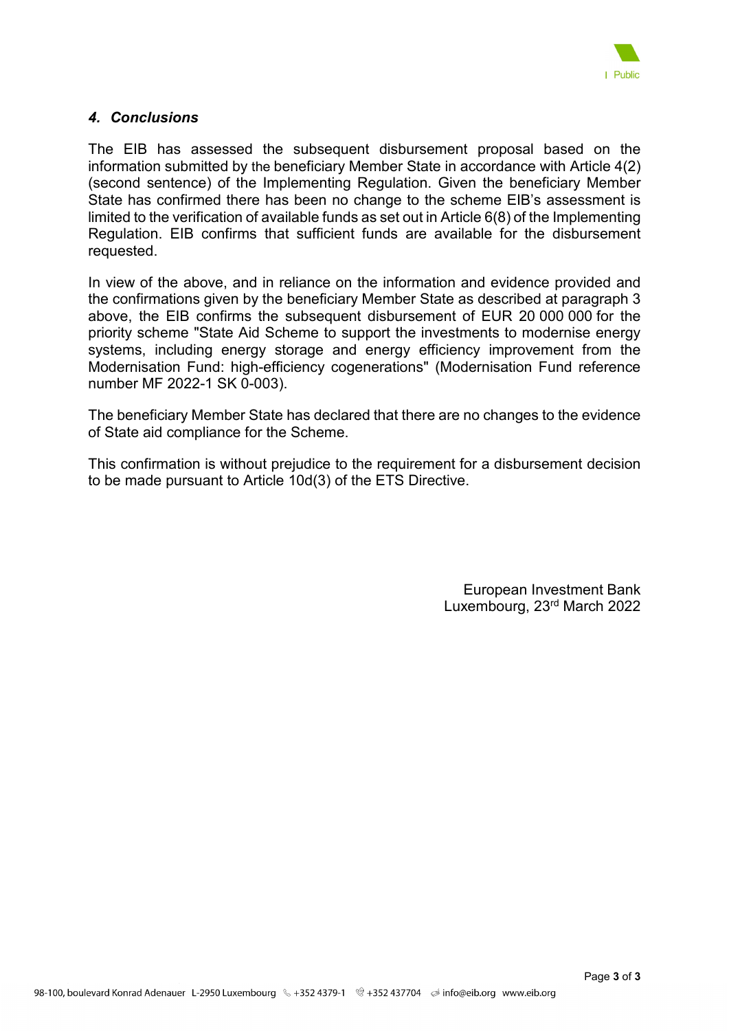### *4. Conclusions*

The EIB has assessed the subsequent disbursement proposal based on the information submitted by the beneficiary Member State in accordance with Article 4(2) (second sentence) of the Implementing Regulation. Given the beneficiary Member State has confirmed there has been no change to the scheme EIB's assessment is limited to the verification of available funds as set out in Article 6(8) of the Implementing Regulation. EIB confirms that sufficient funds are available for the disbursement requested.

In view of the above, and in reliance on the information and evidence provided and the confirmations given by the beneficiary Member State as described at paragraph 3 above, the EIB confirms the subsequent disbursement of EUR 20 000 000 for the priority scheme "State Aid Scheme to support the investments to modernise energy systems, including energy storage and energy efficiency improvement from the Modernisation Fund: high-efficiency cogenerations" (Modernisation Fund reference number MF 2022-1 SK 0-003).

The beneficiary Member State has declared that there are no changes to the evidence of State aid compliance for the Scheme.

This confirmation is without prejudice to the requirement for a disbursement decision to be made pursuant to Article 10d(3) of the ETS Directive.

European Investment Bank
Luxembourg, 23rd March 2022